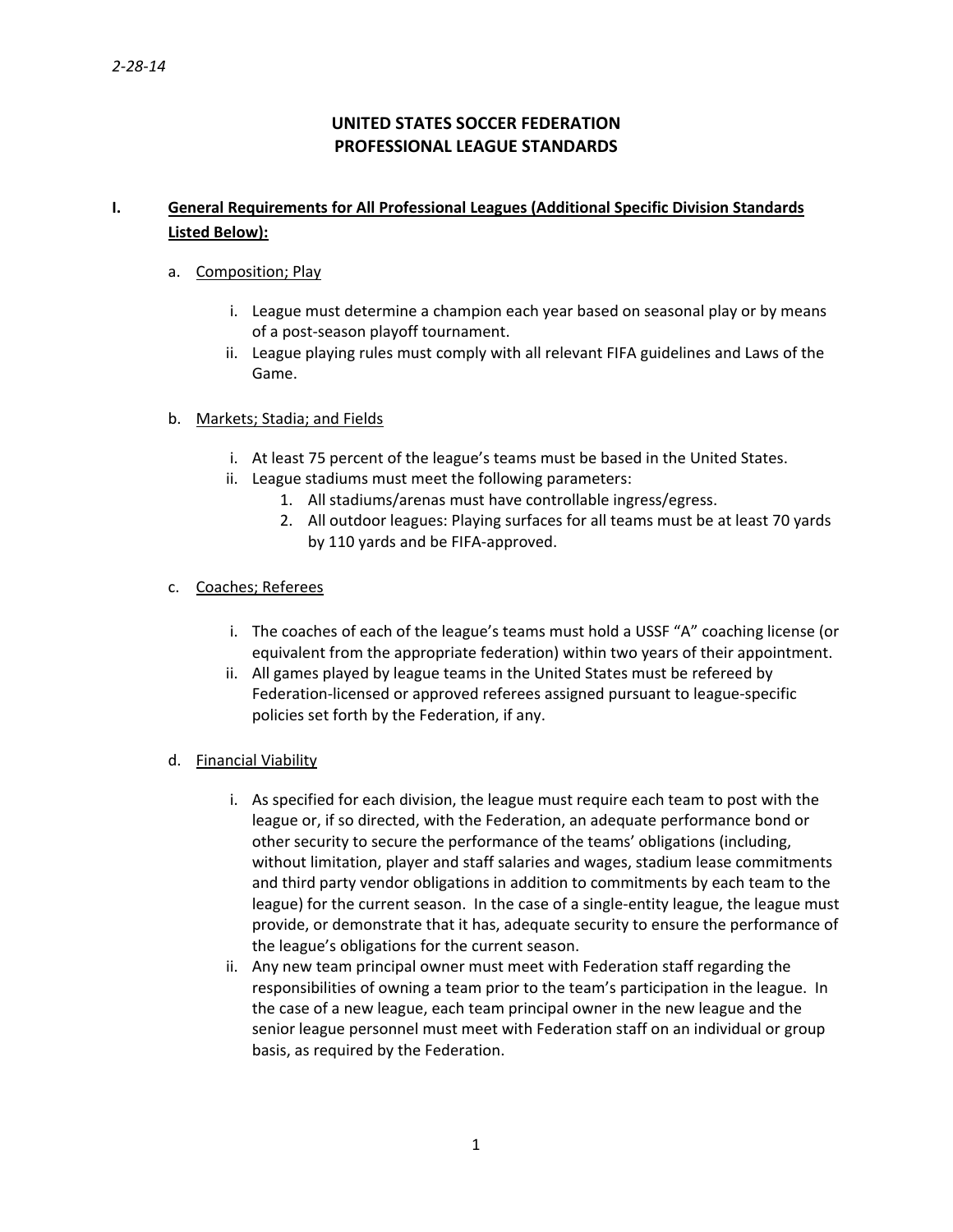*2-28-14*

# UNITED STATES SOCCER FEDERATION
# PROFESSIONAL LEAGUE STANDARDS

## I. General Requirements for All Professional Leagues (Additional Specific Division Standards Listed Below):

a. Composition; Play

   i. League must determine a champion each year based on seasonal play or by means of a post-season playoff tournament.

   ii. League playing rules must comply with all relevant FIFA guidelines and Laws of the Game.

b. Markets; Stadia; and Fields

   i. At least 75 percent of the league's teams must be based in the United States.

   ii. League stadiums must meet the following parameters:

      1. All stadiums/arenas must have controllable ingress/egress.
      2. All outdoor leagues: Playing surfaces for all teams must be at least 70 yards by 110 yards and be FIFA-approved.

c. Coaches; Referees

   i. The coaches of each of the league's teams must hold a USSF "A" coaching license (or equivalent from the appropriate federation) within two years of their appointment.

   ii. All games played by league teams in the United States must be refereed by Federation-licensed or approved referees assigned pursuant to league-specific policies set forth by the Federation, if any.

d. Financial Viability

   i. As specified for each division, the league must require each team to post with the league or, if so directed, with the Federation, an adequate performance bond or other security to secure the performance of the teams' obligations (including, without limitation, player and staff salaries and wages, stadium lease commitments and third party vendor obligations in addition to commitments by each team to the league) for the current season. In the case of a single-entity league, the league must provide, or demonstrate that it has, adequate security to ensure the performance of the league's obligations for the current season.

   ii. Any new team principal owner must meet with Federation staff regarding the responsibilities of owning a team prior to the team's participation in the league. In the case of a new league, each team principal owner in the new league and the senior league personnel must meet with Federation staff on an individual or group basis, as required by the Federation.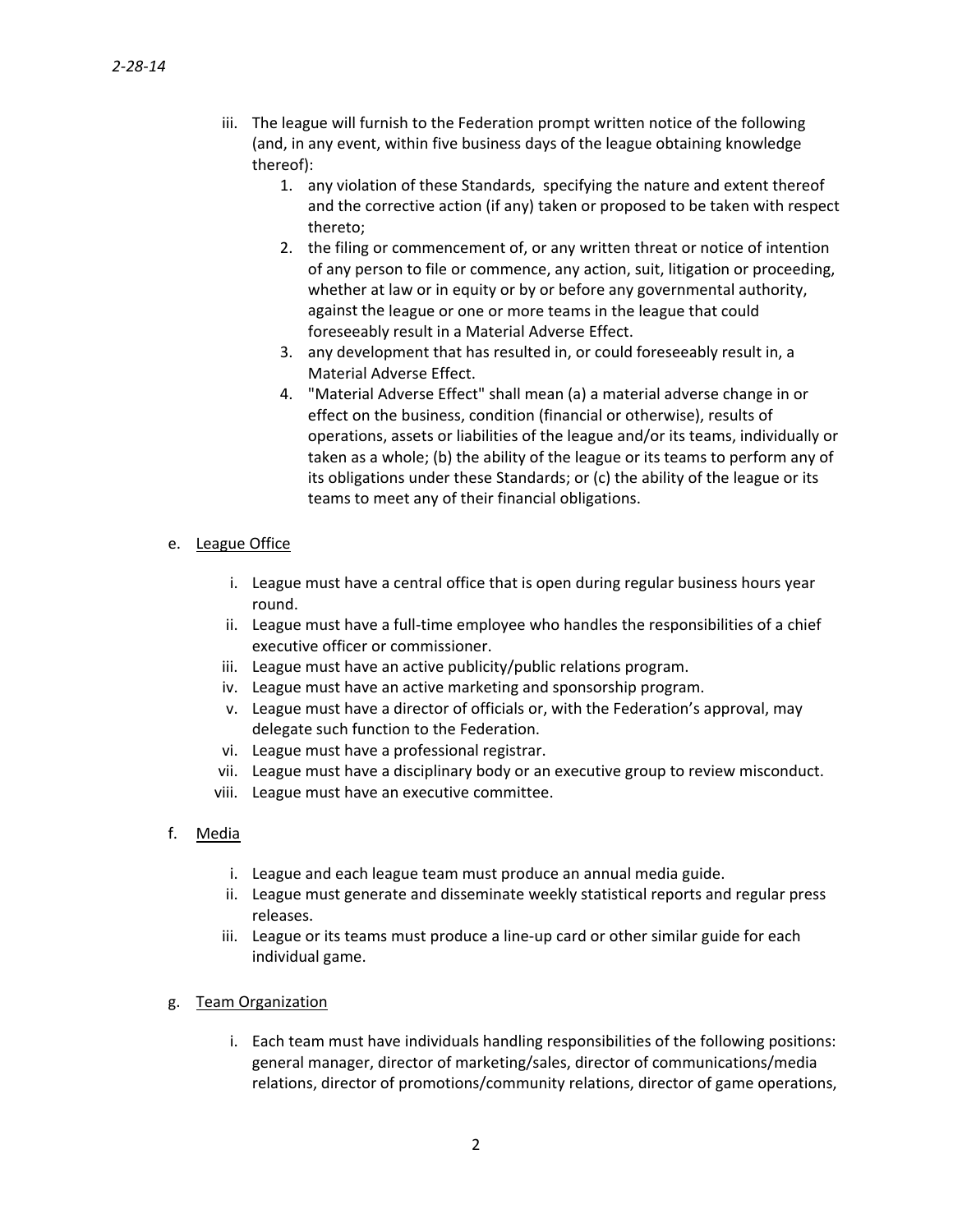iii. The league will furnish to the Federation prompt written notice of the following (and, in any event, within five business days of the league obtaining knowledge thereof):
    1. any violation of these Standards, specifying the nature and extent thereof and the corrective action (if any) taken or proposed to be taken with respect thereto;
    2. the filing or commencement of, or any written threat or notice of intention of any person to file or commence, any action, suit, litigation or proceeding, whether at law or in equity or by or before any governmental authority, against the league or one or more teams in the league that could foreseeably result in a Material Adverse Effect.
    3. any development that has resulted in, or could foreseeably result in, a Material Adverse Effect.
    4. "Material Adverse Effect" shall mean (a) a material adverse change in or effect on the business, condition (financial or otherwise), results of operations, assets or liabilities of the league and/or its teams, individually or taken as a whole; (b) the ability of the league or its teams to perform any of its obligations under these Standards; or (c) the ability of the league or its teams to meet any of their financial obligations.

e. <u>League Office</u>

   i. League must have a central office that is open during regular business hours year round.
   ii. League must have a full-time employee who handles the responsibilities of a chief executive officer or commissioner.
   iii. League must have an active publicity/public relations program.
   iv. League must have an active marketing and sponsorship program.
   v. League must have a director of officials or, with the Federation's approval, may delegate such function to the Federation.
   vi. League must have a professional registrar.
   vii. League must have a disciplinary body or an executive group to review misconduct.
   viii. League must have an executive committee.

f. <u>Media</u>

   i. League and each league team must produce an annual media guide.
   ii. League must generate and disseminate weekly statistical reports and regular press releases.
   iii. League or its teams must produce a line-up card or other similar guide for each individual game.

g. <u>Team Organization</u>

   i. Each team must have individuals handling responsibilities of the following positions: general manager, director of marketing/sales, director of communications/media relations, director of promotions/community relations, director of game operations,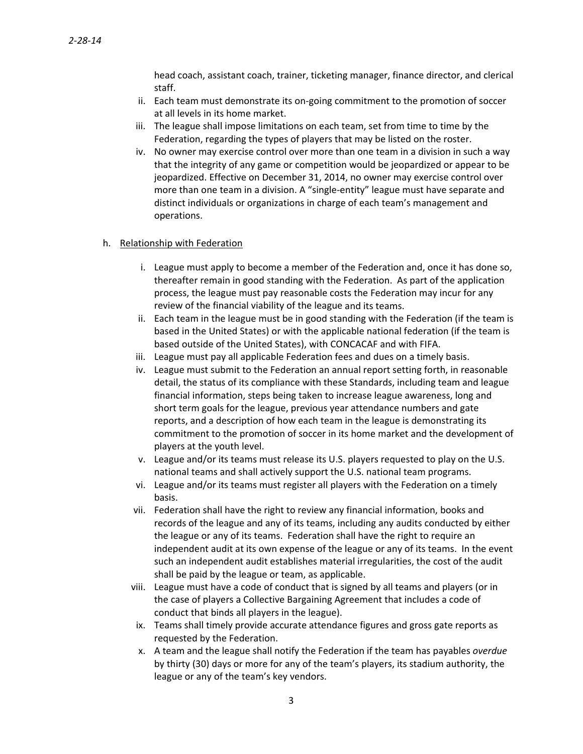head coach, assistant coach, trainer, ticketing manager, finance director, and clerical staff.

ii. Each team must demonstrate its on-going commitment to the promotion of soccer at all levels in its home market.

iii. The league shall impose limitations on each team, set from time to time by the Federation, regarding the types of players that may be listed on the roster.

iv. No owner may exercise control over more than one team in a division in such a way that the integrity of any game or competition would be jeopardized or appear to be jeopardized. Effective on December 31, 2014, no owner may exercise control over more than one team in a division. A "single-entity" league must have separate and distinct individuals or organizations in charge of each team's management and operations.

h. Relationship with Federation

i. League must apply to become a member of the Federation and, once it has done so, thereafter remain in good standing with the Federation. As part of the application process, the league must pay reasonable costs the Federation may incur for any review of the financial viability of the league and its teams.

ii. Each team in the league must be in good standing with the Federation (if the team is based in the United States) or with the applicable national federation (if the team is based outside of the United States), with CONCACAF and with FIFA.

iii. League must pay all applicable Federation fees and dues on a timely basis.

iv. League must submit to the Federation an annual report setting forth, in reasonable detail, the status of its compliance with these Standards, including team and league financial information, steps being taken to increase league awareness, long and short term goals for the league, previous year attendance numbers and gate reports, and a description of how each team in the league is demonstrating its commitment to the promotion of soccer in its home market and the development of players at the youth level.

v. League and/or its teams must release its U.S. players requested to play on the U.S. national teams and shall actively support the U.S. national team programs.

vi. League and/or its teams must register all players with the Federation on a timely basis.

vii. Federation shall have the right to review any financial information, books and records of the league and any of its teams, including any audits conducted by either the league or any of its teams. Federation shall have the right to require an independent audit at its own expense of the league or any of its teams. In the event such an independent audit establishes material irregularities, the cost of the audit shall be paid by the league or team, as applicable.

viii. League must have a code of conduct that is signed by all teams and players (or in the case of players a Collective Bargaining Agreement that includes a code of conduct that binds all players in the league).

ix. Teams shall timely provide accurate attendance figures and gross gate reports as requested by the Federation.

x. A team and the league shall notify the Federation if the team has payables *overdue* by thirty (30) days or more for any of the team's players, its stadium authority, the league or any of the team's key vendors.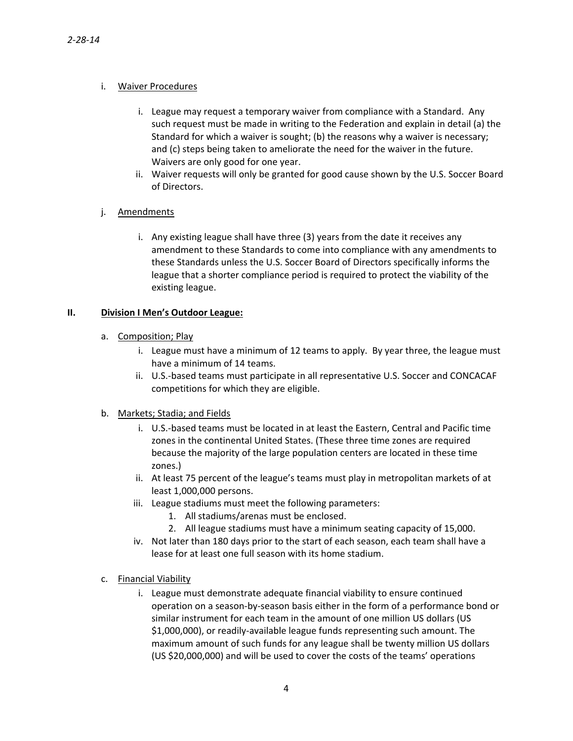i. <u>Waiver Procedures</u>

   i. League may request a temporary waiver from compliance with a Standard. Any such request must be made in writing to the Federation and explain in detail (a) the Standard for which a waiver is sought; (b) the reasons why a waiver is necessary; and (c) steps being taken to ameliorate the need for the waiver in the future. Waivers are only good for one year.
   ii. Waiver requests will only be granted for good cause shown by the U.S. Soccer Board of Directors.

j. <u>Amendments</u>

   i. Any existing league shall have three (3) years from the date it receives any amendment to these Standards to come into compliance with any amendments to these Standards unless the U.S. Soccer Board of Directors specifically informs the league that a shorter compliance period is required to protect the viability of the existing league.

## II. **<u>Division I Men's Outdoor League:</u>**

a. <u>Composition; Play</u>
   i. League must have a minimum of 12 teams to apply. By year three, the league must have a minimum of 14 teams.
   ii. U.S.-based teams must participate in all representative U.S. Soccer and CONCACAF competitions for which they are eligible.

b. <u>Markets; Stadia; and Fields</u>
   i. U.S.-based teams must be located in at least the Eastern, Central and Pacific time zones in the continental United States. (These three time zones are required because the majority of the large population centers are located in these time zones.)
   ii. At least 75 percent of the league's teams must play in metropolitan markets of at least 1,000,000 persons.
   iii. League stadiums must meet the following parameters:
      1. All stadiums/arenas must be enclosed.
      2. All league stadiums must have a minimum seating capacity of 15,000.
   iv. Not later than 180 days prior to the start of each season, each team shall have a lease for at least one full season with its home stadium.

c. <u>Financial Viability</u>
   i. League must demonstrate adequate financial viability to ensure continued operation on a season-by-season basis either in the form of a performance bond or similar instrument for each team in the amount of one million US dollars (US $1,000,000), or readily-available league funds representing such amount. The maximum amount of such funds for any league shall be twenty million US dollars (US $20,000,000) and will be used to cover the costs of the teams' operations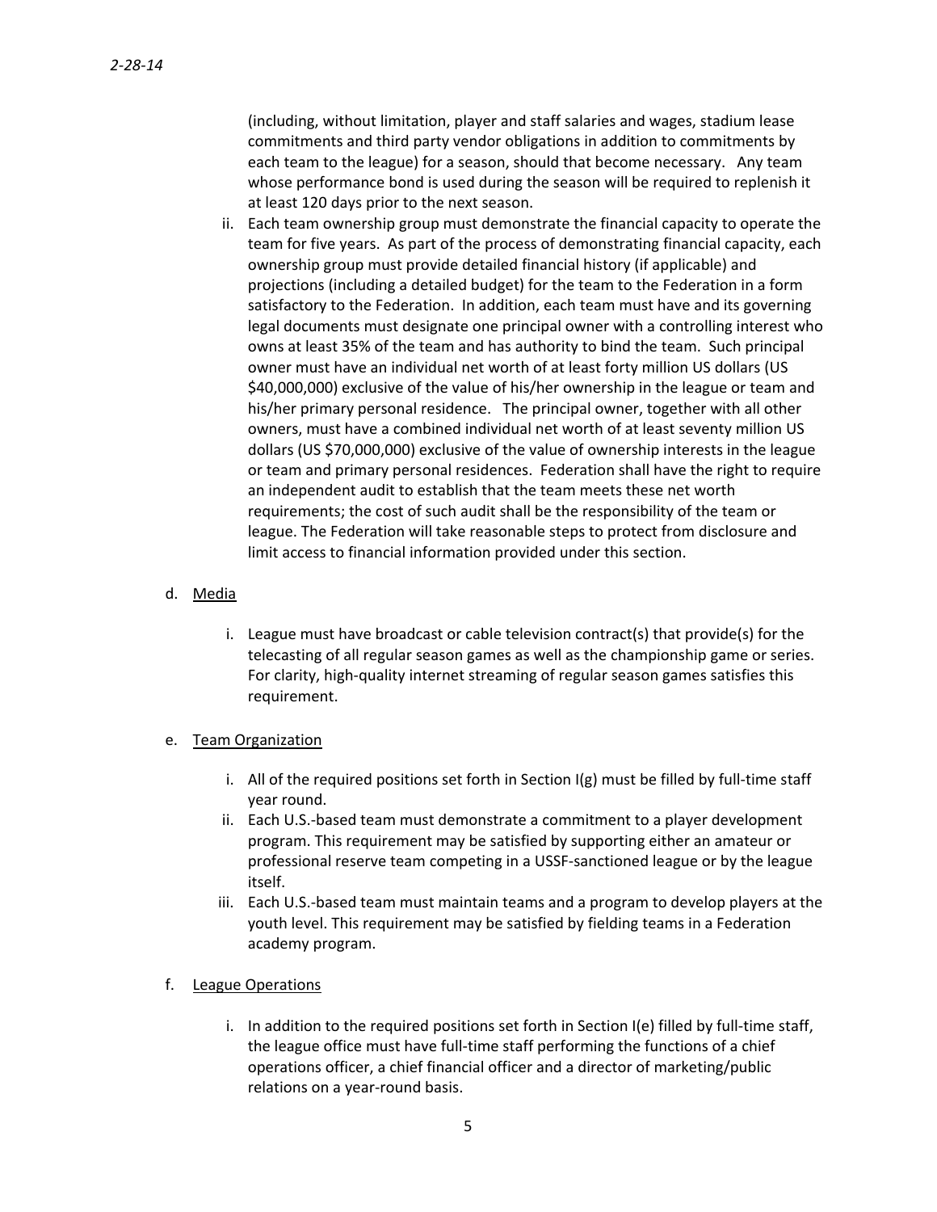(including, without limitation, player and staff salaries and wages, stadium lease commitments and third party vendor obligations in addition to commitments by each team to the league) for a season, should that become necessary. Any team whose performance bond is used during the season will be required to replenish it at least 120 days prior to the next season.

ii. Each team ownership group must demonstrate the financial capacity to operate the team for five years. As part of the process of demonstrating financial capacity, each ownership group must provide detailed financial history (if applicable) and projections (including a detailed budget) for the team to the Federation in a form satisfactory to the Federation. In addition, each team must have and its governing legal documents must designate one principal owner with a controlling interest who owns at least 35% of the team and has authority to bind the team. Such principal owner must have an individual net worth of at least forty million US dollars (US $40,000,000) exclusive of the value of his/her ownership in the league or team and his/her primary personal residence. The principal owner, together with all other owners, must have a combined individual net worth of at least seventy million US dollars (US $70,000,000) exclusive of the value of ownership interests in the league or team and primary personal residences. Federation shall have the right to require an independent audit to establish that the team meets these net worth requirements; the cost of such audit shall be the responsibility of the team or league. The Federation will take reasonable steps to protect from disclosure and limit access to financial information provided under this section.

d. <u>Media</u>

i. League must have broadcast or cable television contract(s) that provide(s) for the telecasting of all regular season games as well as the championship game or series. For clarity, high-quality internet streaming of regular season games satisfies this requirement.

e. <u>Team Organization</u>

i. All of the required positions set forth in Section I(g) must be filled by full-time staff year round.

ii. Each U.S.-based team must demonstrate a commitment to a player development program. This requirement may be satisfied by supporting either an amateur or professional reserve team competing in a USSF-sanctioned league or by the league itself.

iii. Each U.S.-based team must maintain teams and a program to develop players at the youth level. This requirement may be satisfied by fielding teams in a Federation academy program.

f. <u>League Operations</u>

i. In addition to the required positions set forth in Section I(e) filled by full-time staff, the league office must have full-time staff performing the functions of a chief operations officer, a chief financial officer and a director of marketing/public relations on a year-round basis.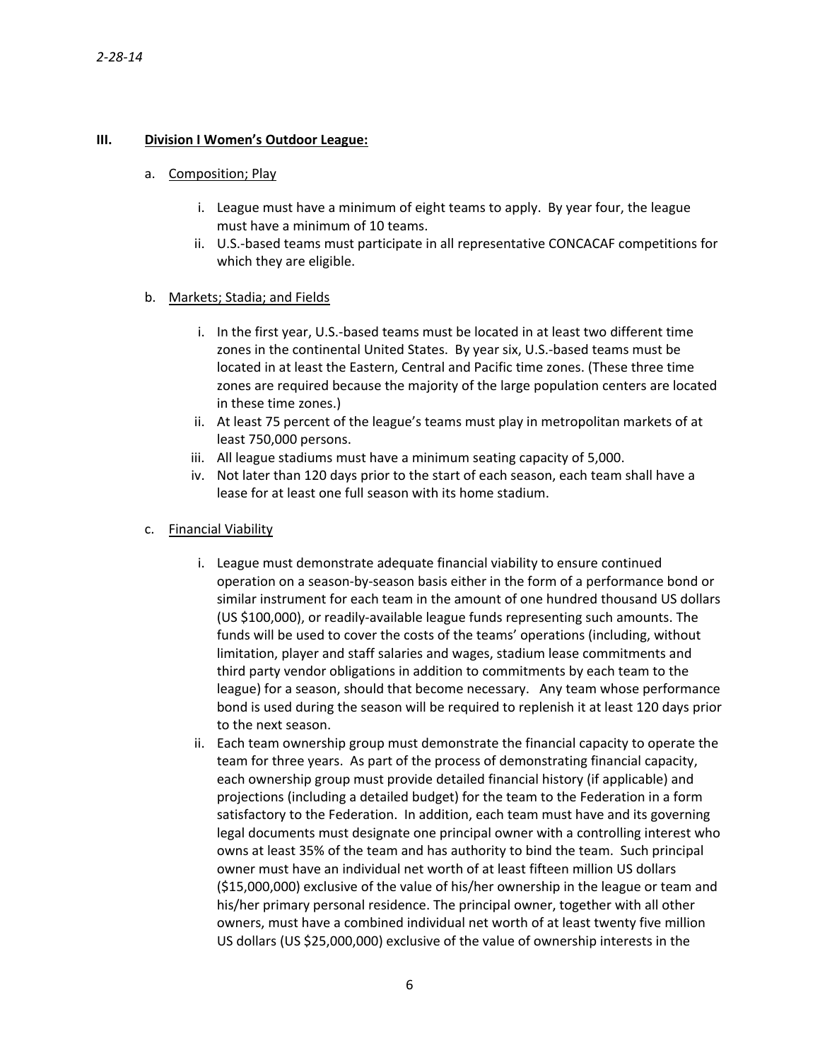## III. Division I Women's Outdoor League:

a. Composition; Play

   i. League must have a minimum of eight teams to apply. By year four, the league must have a minimum of 10 teams.
   ii. U.S.-based teams must participate in all representative CONCACAF competitions for which they are eligible.

b. Markets; Stadia; and Fields

   i. In the first year, U.S.-based teams must be located in at least two different time zones in the continental United States. By year six, U.S.-based teams must be located in at least the Eastern, Central and Pacific time zones. (These three time zones are required because the majority of the large population centers are located in these time zones.)
   ii. At least 75 percent of the league's teams must play in metropolitan markets of at least 750,000 persons.
   iii. All league stadiums must have a minimum seating capacity of 5,000.
   iv. Not later than 120 days prior to the start of each season, each team shall have a lease for at least one full season with its home stadium.

c. Financial Viability

   i. League must demonstrate adequate financial viability to ensure continued operation on a season-by-season basis either in the form of a performance bond or similar instrument for each team in the amount of one hundred thousand US dollars (US $100,000), or readily-available league funds representing such amounts. The funds will be used to cover the costs of the teams' operations (including, without limitation, player and staff salaries and wages, stadium lease commitments and third party vendor obligations in addition to commitments by each team to the league) for a season, should that become necessary. Any team whose performance bond is used during the season will be required to replenish it at least 120 days prior to the next season.
   ii. Each team ownership group must demonstrate the financial capacity to operate the team for three years. As part of the process of demonstrating financial capacity, each ownership group must provide detailed financial history (if applicable) and projections (including a detailed budget) for the team to the Federation in a form satisfactory to the Federation. In addition, each team must have and its governing legal documents must designate one principal owner with a controlling interest who owns at least 35% of the team and has authority to bind the team. Such principal owner must have an individual net worth of at least fifteen million US dollars ($15,000,000) exclusive of the value of his/her ownership in the league or team and his/her primary personal residence. The principal owner, together with all other owners, must have a combined individual net worth of at least twenty five million US dollars (US $25,000,000) exclusive of the value of ownership interests in the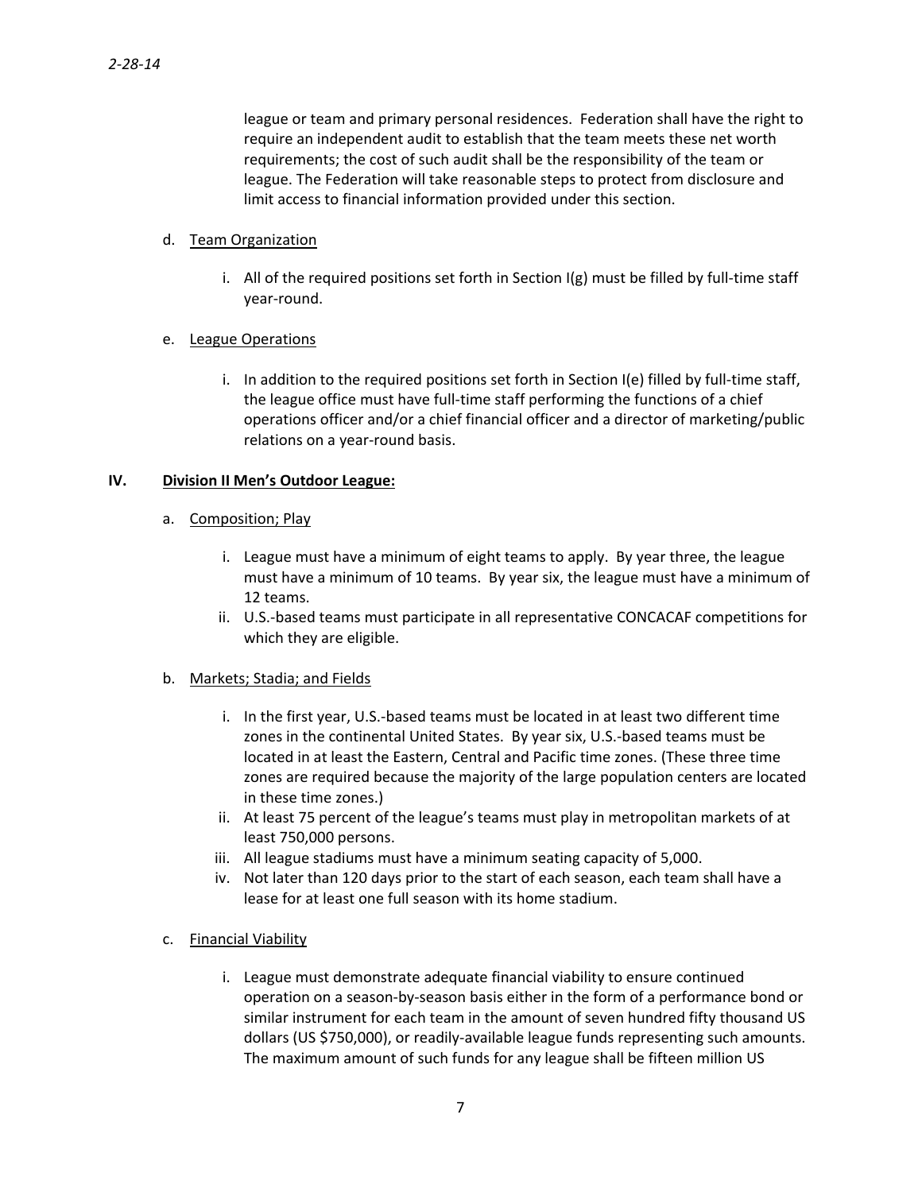league or team and primary personal residences. Federation shall have the right to require an independent audit to establish that the team meets these net worth requirements; the cost of such audit shall be the responsibility of the team or league. The Federation will take reasonable steps to protect from disclosure and limit access to financial information provided under this section.

d. Team Organization

   i. All of the required positions set forth in Section I(g) must be filled by full-time staff year-round.

e. League Operations

   i. In addition to the required positions set forth in Section I(e) filled by full-time staff, the league office must have full-time staff performing the functions of a chief operations officer and/or a chief financial officer and a director of marketing/public relations on a year-round basis.

## IV. Division II Men's Outdoor League:

a. Composition; Play

   i. League must have a minimum of eight teams to apply. By year three, the league must have a minimum of 10 teams. By year six, the league must have a minimum of 12 teams.
   ii. U.S.-based teams must participate in all representative CONCACAF competitions for which they are eligible.

b. Markets; Stadia; and Fields

   i. In the first year, U.S.-based teams must be located in at least two different time zones in the continental United States. By year six, U.S.-based teams must be located in at least the Eastern, Central and Pacific time zones. (These three time zones are required because the majority of the large population centers are located in these time zones.)
   ii. At least 75 percent of the league's teams must play in metropolitan markets of at least 750,000 persons.
   iii. All league stadiums must have a minimum seating capacity of 5,000.
   iv. Not later than 120 days prior to the start of each season, each team shall have a lease for at least one full season with its home stadium.

c. Financial Viability

   i. League must demonstrate adequate financial viability to ensure continued operation on a season-by-season basis either in the form of a performance bond or similar instrument for each team in the amount of seven hundred fifty thousand US dollars (US $750,000), or readily-available league funds representing such amounts. The maximum amount of such funds for any league shall be fifteen million US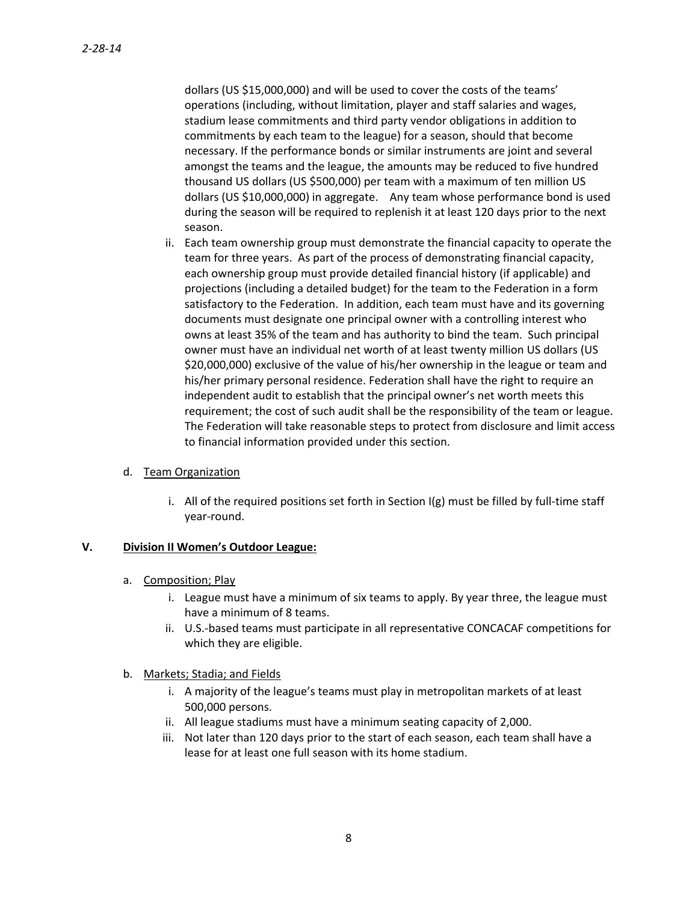dollars (US $15,000,000) and will be used to cover the costs of the teams' operations (including, without limitation, player and staff salaries and wages, stadium lease commitments and third party vendor obligations in addition to commitments by each team to the league) for a season, should that become necessary. If the performance bonds or similar instruments are joint and several amongst the teams and the league, the amounts may be reduced to five hundred thousand US dollars (US $500,000) per team with a maximum of ten million US dollars (US $10,000,000) in aggregate. Any team whose performance bond is used during the season will be required to replenish it at least 120 days prior to the next season.

ii. Each team ownership group must demonstrate the financial capacity to operate the team for three years. As part of the process of demonstrating financial capacity, each ownership group must provide detailed financial history (if applicable) and projections (including a detailed budget) for the team to the Federation in a form satisfactory to the Federation. In addition, each team must have and its governing documents must designate one principal owner with a controlling interest who owns at least 35% of the team and has authority to bind the team. Such principal owner must have an individual net worth of at least twenty million US dollars (US $20,000,000) exclusive of the value of his/her ownership in the league or team and his/her primary personal residence. Federation shall have the right to require an independent audit to establish that the principal owner's net worth meets this requirement; the cost of such audit shall be the responsibility of the team or league. The Federation will take reasonable steps to protect from disclosure and limit access to financial information provided under this section.

d. Team Organization

i. All of the required positions set forth in Section I(g) must be filled by full-time staff year-round.

## V. Division II Women's Outdoor League:

a. Composition; Play

i. League must have a minimum of six teams to apply. By year three, the league must have a minimum of 8 teams.

ii. U.S.-based teams must participate in all representative CONCACAF competitions for which they are eligible.

b. Markets; Stadia; and Fields

i. A majority of the league's teams must play in metropolitan markets of at least 500,000 persons.

ii. All league stadiums must have a minimum seating capacity of 2,000.

iii. Not later than 120 days prior to the start of each season, each team shall have a lease for at least one full season with its home stadium.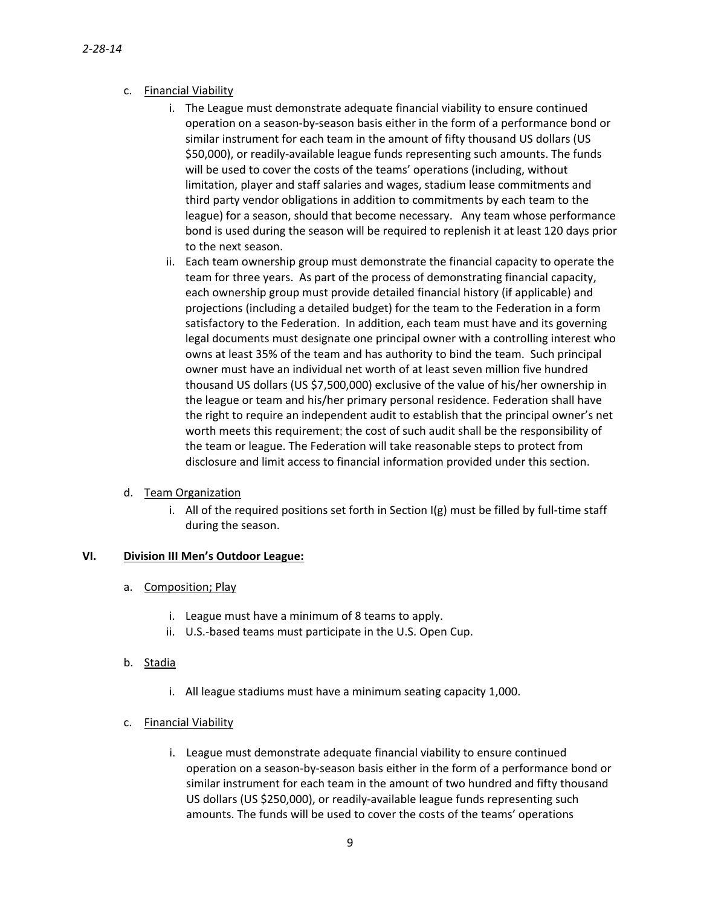c. Financial Viability

   i. The League must demonstrate adequate financial viability to ensure continued operation on a season-by-season basis either in the form of a performance bond or similar instrument for each team in the amount of fifty thousand US dollars (US $50,000), or readily-available league funds representing such amounts. The funds will be used to cover the costs of the teams' operations (including, without limitation, player and staff salaries and wages, stadium lease commitments and third party vendor obligations in addition to commitments by each team to the league) for a season, should that become necessary. Any team whose performance bond is used during the season will be required to replenish it at least 120 days prior to the next season.

   ii. Each team ownership group must demonstrate the financial capacity to operate the team for three years. As part of the process of demonstrating financial capacity, each ownership group must provide detailed financial history (if applicable) and projections (including a detailed budget) for the team to the Federation in a form satisfactory to the Federation. In addition, each team must have and its governing legal documents must designate one principal owner with a controlling interest who owns at least 35% of the team and has authority to bind the team. Such principal owner must have an individual net worth of at least seven million five hundred thousand US dollars (US $7,500,000) exclusive of the value of his/her ownership in the league or team and his/her primary personal residence. Federation shall have the right to require an independent audit to establish that the principal owner's net worth meets this requirement; the cost of such audit shall be the responsibility of the team or league. The Federation will take reasonable steps to protect from disclosure and limit access to financial information provided under this section.

d. Team Organization

   i. All of the required positions set forth in Section I(g) must be filled by full-time staff during the season.

## VI. Division III Men's Outdoor League:

a. Composition; Play

   i. League must have a minimum of 8 teams to apply.
   ii. U.S.-based teams must participate in the U.S. Open Cup.

b. Stadia

   i. All league stadiums must have a minimum seating capacity 1,000.

c. Financial Viability

   i. League must demonstrate adequate financial viability to ensure continued operation on a season-by-season basis either in the form of a performance bond or similar instrument for each team in the amount of two hundred and fifty thousand US dollars (US $250,000), or readily-available league funds representing such amounts. The funds will be used to cover the costs of the teams' operations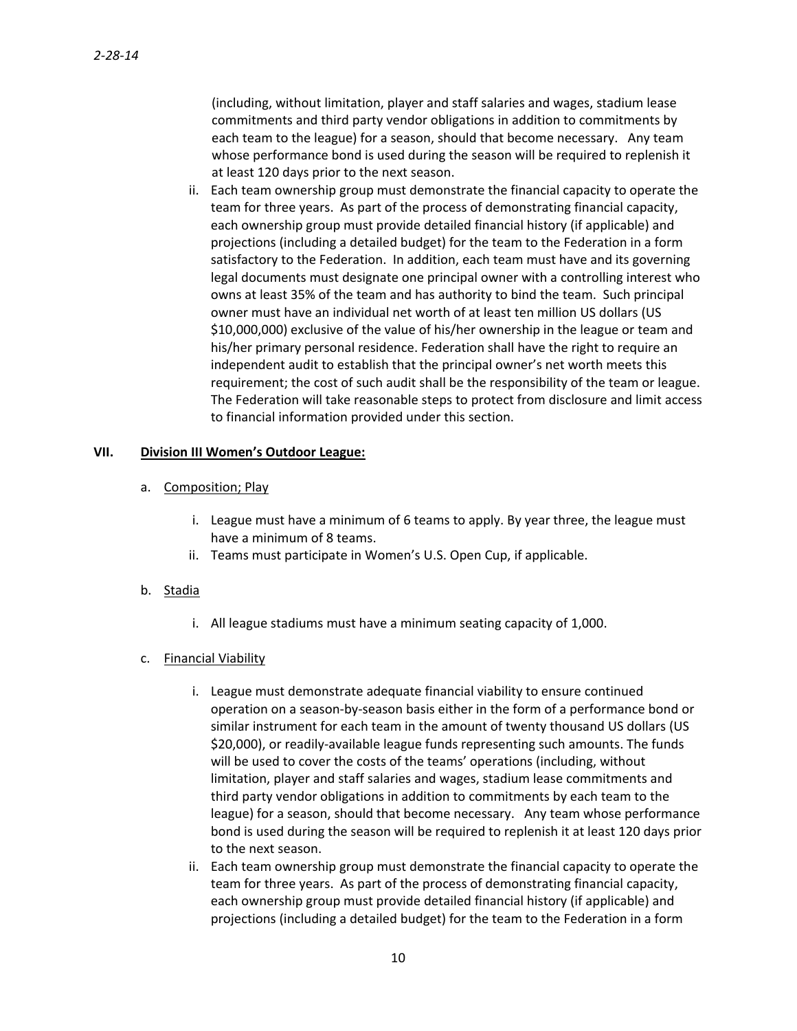(including, without limitation, player and staff salaries and wages, stadium lease commitments and third party vendor obligations in addition to commitments by each team to the league) for a season, should that become necessary. Any team whose performance bond is used during the season will be required to replenish it at least 120 days prior to the next season.

ii. Each team ownership group must demonstrate the financial capacity to operate the team for three years. As part of the process of demonstrating financial capacity, each ownership group must provide detailed financial history (if applicable) and projections (including a detailed budget) for the team to the Federation in a form satisfactory to the Federation. In addition, each team must have and its governing legal documents must designate one principal owner with a controlling interest who owns at least 35% of the team and has authority to bind the team. Such principal owner must have an individual net worth of at least ten million US dollars (US $10,000,000) exclusive of the value of his/her ownership in the league or team and his/her primary personal residence. Federation shall have the right to require an independent audit to establish that the principal owner's net worth meets this requirement; the cost of such audit shall be the responsibility of the team or league. The Federation will take reasonable steps to protect from disclosure and limit access to financial information provided under this section.

## VII. Division III Women's Outdoor League:

a. Composition; Play

i. League must have a minimum of 6 teams to apply. By year three, the league must have a minimum of 8 teams.

ii. Teams must participate in Women's U.S. Open Cup, if applicable.

b. Stadia

i. All league stadiums must have a minimum seating capacity of 1,000.

c. Financial Viability

i. League must demonstrate adequate financial viability to ensure continued operation on a season-by-season basis either in the form of a performance bond or similar instrument for each team in the amount of twenty thousand US dollars (US $20,000), or readily-available league funds representing such amounts. The funds will be used to cover the costs of the teams' operations (including, without limitation, player and staff salaries and wages, stadium lease commitments and third party vendor obligations in addition to commitments by each team to the league) for a season, should that become necessary. Any team whose performance bond is used during the season will be required to replenish it at least 120 days prior to the next season.

ii. Each team ownership group must demonstrate the financial capacity to operate the team for three years. As part of the process of demonstrating financial capacity, each ownership group must provide detailed financial history (if applicable) and projections (including a detailed budget) for the team to the Federation in a form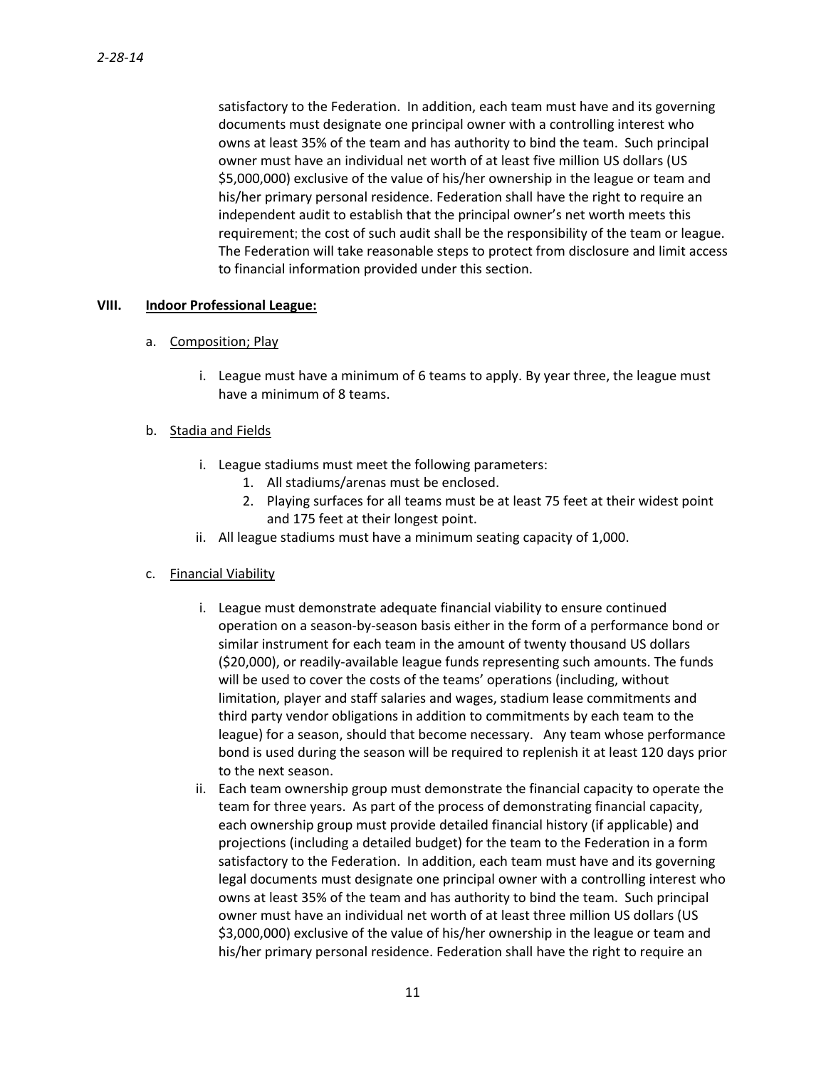satisfactory to the Federation. In addition, each team must have and its governing documents must designate one principal owner with a controlling interest who owns at least 35% of the team and has authority to bind the team. Such principal owner must have an individual net worth of at least five million US dollars (US $5,000,000) exclusive of the value of his/her ownership in the league or team and his/her primary personal residence. Federation shall have the right to require an independent audit to establish that the principal owner's net worth meets this requirement; the cost of such audit shall be the responsibility of the team or league. The Federation will take reasonable steps to protect from disclosure and limit access to financial information provided under this section.

## VIII. Indoor Professional League:

a. Composition; Play

   i. League must have a minimum of 6 teams to apply. By year three, the league must have a minimum of 8 teams.

b. Stadia and Fields

   i. League stadiums must meet the following parameters:
      1. All stadiums/arenas must be enclosed.
      2. Playing surfaces for all teams must be at least 75 feet at their widest point and 175 feet at their longest point.

   ii. All league stadiums must have a minimum seating capacity of 1,000.

c. Financial Viability

   i. League must demonstrate adequate financial viability to ensure continued operation on a season-by-season basis either in the form of a performance bond or similar instrument for each team in the amount of twenty thousand US dollars ($20,000), or readily-available league funds representing such amounts. The funds will be used to cover the costs of the teams' operations (including, without limitation, player and staff salaries and wages, stadium lease commitments and third party vendor obligations in addition to commitments by each team to the league) for a season, should that become necessary. Any team whose performance bond is used during the season will be required to replenish it at least 120 days prior to the next season.

   ii. Each team ownership group must demonstrate the financial capacity to operate the team for three years. As part of the process of demonstrating financial capacity, each ownership group must provide detailed financial history (if applicable) and projections (including a detailed budget) for the team to the Federation in a form satisfactory to the Federation. In addition, each team must have and its governing legal documents must designate one principal owner with a controlling interest who owns at least 35% of the team and has authority to bind the team. Such principal owner must have an individual net worth of at least three million US dollars (US $3,000,000) exclusive of the value of his/her ownership in the league or team and his/her primary personal residence. Federation shall have the right to require an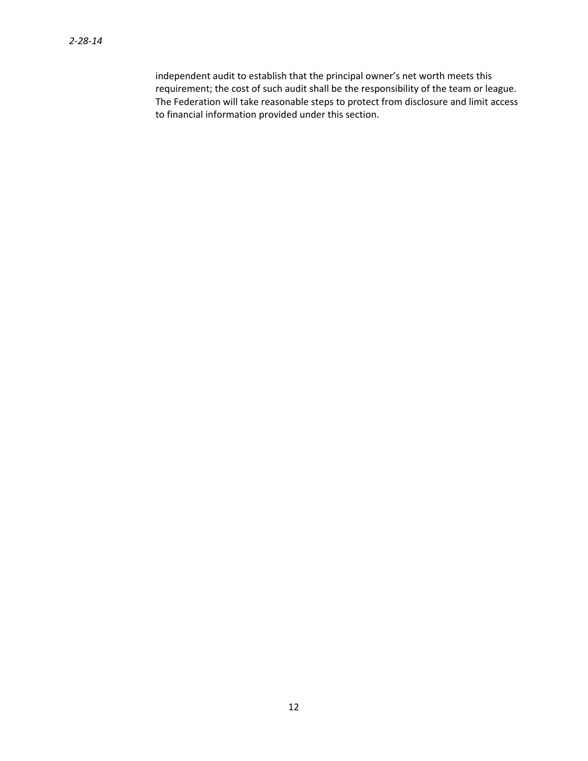independent audit to establish that the principal owner's net worth meets this requirement; the cost of such audit shall be the responsibility of the team or league. The Federation will take reasonable steps to protect from disclosure and limit access to financial information provided under this section.